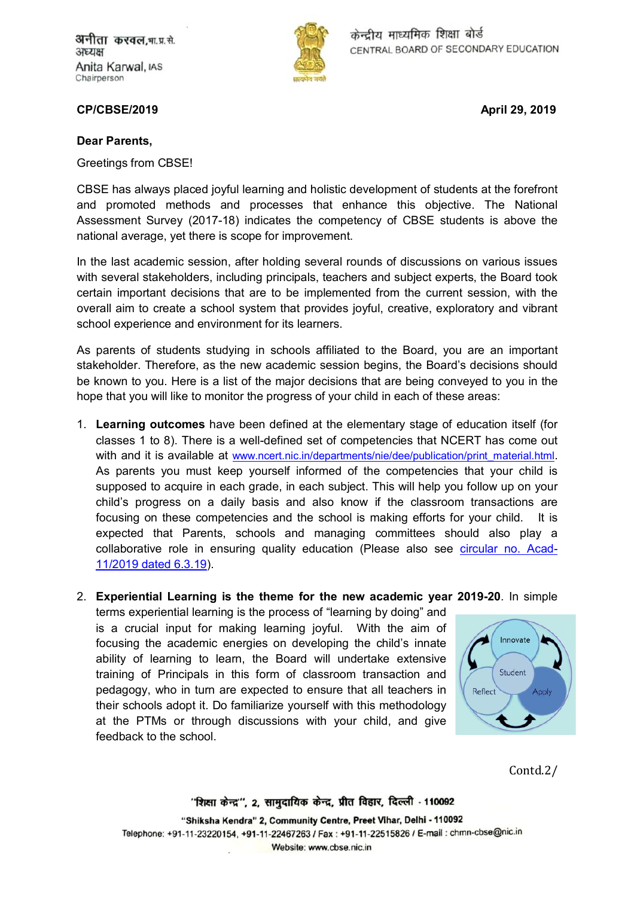अनीता करवल, भा.प्र.से.
अध्यक्ष
Anita Karwal, IAS
Chairperson

केन्द्रीय माध्यमिक शिक्षा बोर्ड
CENTRAL BOARD OF SECONDARY EDUCATION

**CP/CBSE/2019** **April 29, 2019**

**Dear Parents,**

Greetings from CBSE!

CBSE has always placed joyful learning and holistic development of students at the forefront and promoted methods and processes that enhance this objective. The National Assessment Survey (2017-18) indicates the competency of CBSE students is above the national average, yet there is scope for improvement.

In the last academic session, after holding several rounds of discussions on various issues with several stakeholders, including principals, teachers and subject experts, the Board took certain important decisions that are to be implemented from the current session, with the overall aim to create a school system that provides joyful, creative, exploratory and vibrant school experience and environment for its learners.

As parents of students studying in schools affiliated to the Board, you are an important stakeholder. Therefore, as the new academic session begins, the Board's decisions should be known to you. Here is a list of the major decisions that are being conveyed to you in the hope that you will like to monitor the progress of your child in each of these areas:

1. **Learning outcomes** have been defined at the elementary stage of education itself (for classes 1 to 8). There is a well-defined set of competencies that NCERT has come out with and it is available at www.ncert.nic.in/departments/nie/dee/publication/print_material.html. As parents you must keep yourself informed of the competencies that your child is supposed to acquire in each grade, in each subject. This will help you follow up on your child's progress on a daily basis and also know if the classroom transactions are focusing on these competencies and the school is making efforts for your child. It is expected that Parents, schools and managing committees should also play a collaborative role in ensuring quality education (Please also see circular no. Acad-11/2019 dated 6.3.19).

2. **Experiential Learning is the theme for the new academic year 2019-20**. In simple terms experiential learning is the process of "learning by doing" and is a crucial input for making learning joyful. With the aim of focusing the academic energies on developing the child's innate ability of learning to learn, the Board will undertake extensive training of Principals in this form of classroom transaction and pedagogy, who in turn are expected to ensure that all teachers in their schools adopt it. Do familiarize yourself with this methodology at the PTMs or through discussions with your child, and give feedback to the school.

Innovate
Student
Reflect
Apply

Contd.2/

"शिक्षा केन्द्र", 2, सामुदायिक केन्द्र, प्रीत विहार, दिल्ली - 110092
"Shiksha Kendra" 2, Community Centre, Preet Vihar, Delhi - 110092
Telephone: +91-11-23220154, +91-11-22467263 / Fax : +91-11-22515826 / E-mail : chmn-cbse@nic.in
Website: www.cbse.nic.in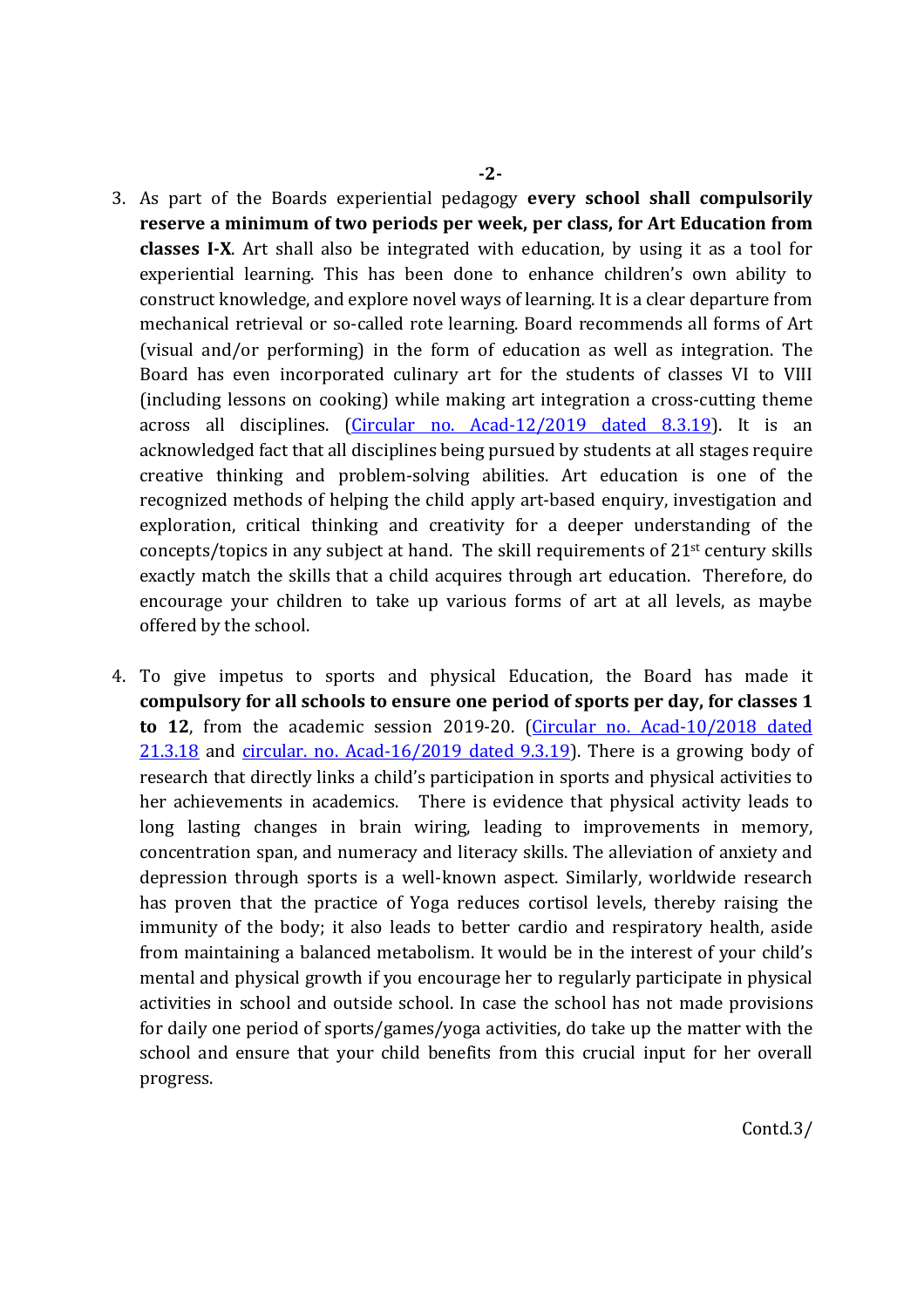3. As part of the Boards experiential pedagogy **every school shall compulsorily reserve a minimum of two periods per week, per class, for Art Education from classes I-X**. Art shall also be integrated with education, by using it as a tool for experiential learning. This has been done to enhance children's own ability to construct knowledge, and explore novel ways of learning. It is a clear departure from mechanical retrieval or so-called rote learning. Board recommends all forms of Art (visual and/or performing) in the form of education as well as integration. The Board has even incorporated culinary art for the students of classes VI to VIII (including lessons on cooking) while making art integration a cross-cutting theme across all disciplines. (Circular no. Acad-12/2019 dated 8.3.19). It is an acknowledged fact that all disciplines being pursued by students at all stages require creative thinking and problem-solving abilities. Art education is one of the recognized methods of helping the child apply art-based enquiry, investigation and exploration, critical thinking and creativity for a deeper understanding of the concepts/topics in any subject at hand. The skill requirements of 21st century skills exactly match the skills that a child acquires through art education. Therefore, do encourage your children to take up various forms of art at all levels, as maybe offered by the school.

4. To give impetus to sports and physical Education, the Board has made it **compulsory for all schools to ensure one period of sports per day, for classes 1 to 12**, from the academic session 2019-20. (Circular no. Acad-10/2018 dated 21.3.18 and circular. no. Acad-16/2019 dated 9.3.19). There is a growing body of research that directly links a child's participation in sports and physical activities to her achievements in academics. There is evidence that physical activity leads to long lasting changes in brain wiring, leading to improvements in memory, concentration span, and numeracy and literacy skills. The alleviation of anxiety and depression through sports is a well-known aspect. Similarly, worldwide research has proven that the practice of Yoga reduces cortisol levels, thereby raising the immunity of the body; it also leads to better cardio and respiratory health, aside from maintaining a balanced metabolism. It would be in the interest of your child's mental and physical growth if you encourage her to regularly participate in physical activities in school and outside school. In case the school has not made provisions for daily one period of sports/games/yoga activities, do take up the matter with the school and ensure that your child benefits from this crucial input for her overall progress.

Contd.3/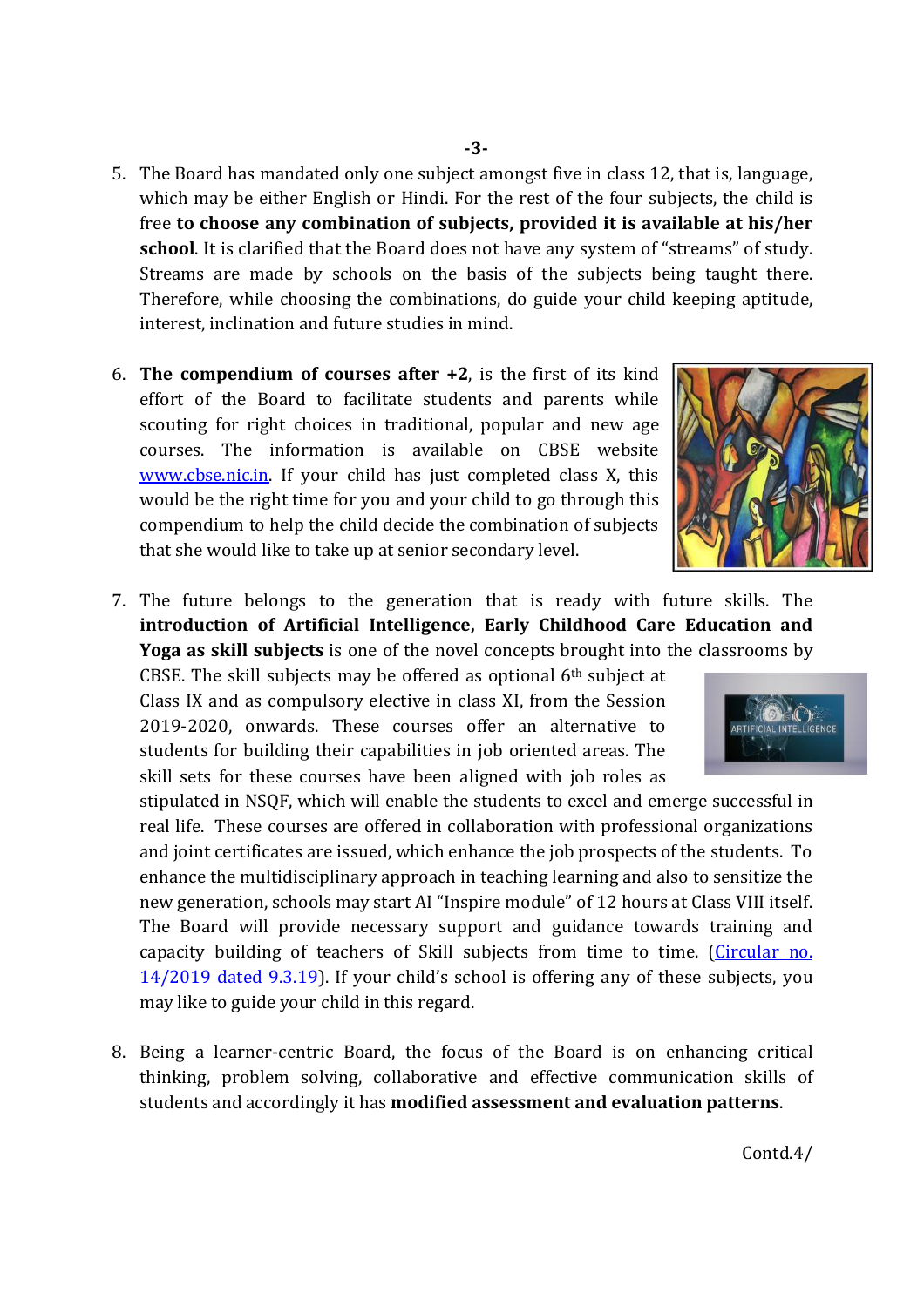5. The Board has mandated only one subject amongst five in class 12, that is, language, which may be either English or Hindi. For the rest of the four subjects, the child is free **to choose any combination of subjects, provided it is available at his/her school**. It is clarified that the Board does not have any system of "streams" of study. Streams are made by schools on the basis of the subjects being taught there. Therefore, while choosing the combinations, do guide your child keeping aptitude, interest, inclination and future studies in mind.

6. **The compendium of courses after +2**, is the first of its kind effort of the Board to facilitate students and parents while scouting for right choices in traditional, popular and new age courses. The information is available on CBSE website [www.cbse.nic.in](www.cbse.nic.in). If your child has just completed class X, this would be the right time for you and your child to go through this compendium to help the child decide the combination of subjects that she would like to take up at senior secondary level.

7. The future belongs to the generation that is ready with future skills. The **introduction of Artificial Intelligence, Early Childhood Care Education and Yoga as skill subjects** is one of the novel concepts brought into the classrooms by CBSE. The skill subjects may be offered as optional 6th subject at Class IX and as compulsory elective in class XI, from the Session 2019-2020, onwards. These courses offer an alternative to students for building their capabilities in job oriented areas. The skill sets for these courses have been aligned with job roles as stipulated in NSQF, which will enable the students to excel and emerge successful in real life. These courses are offered in collaboration with professional organizations and joint certificates are issued, which enhance the job prospects of the students. To enhance the multidisciplinary approach in teaching learning and also to sensitize the new generation, schools may start AI "Inspire module" of 12 hours at Class VIII itself. The Board will provide necessary support and guidance towards training and capacity building of teachers of Skill subjects from time to time. (Circular no. 14/2019 dated 9.3.19). If your child's school is offering any of these subjects, you may like to guide your child in this regard.

8. Being a learner-centric Board, the focus of the Board is on enhancing critical thinking, problem solving, collaborative and effective communication skills of students and accordingly it has **modified assessment and evaluation patterns**.

Contd.4/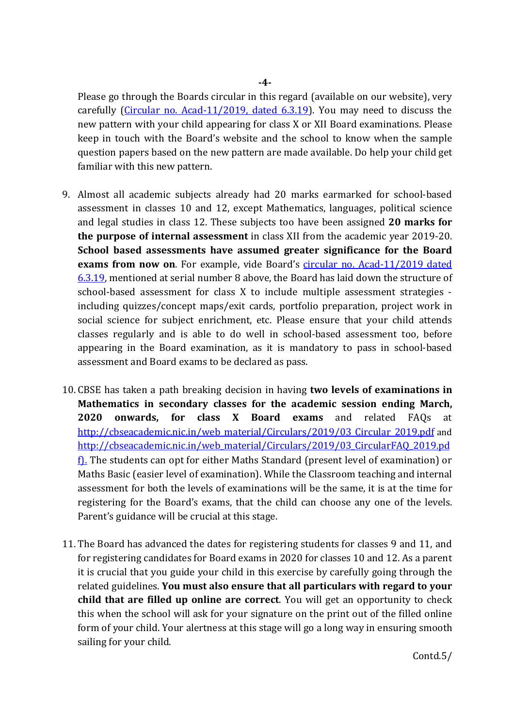Please go through the Boards circular in this regard (available on our website), very carefully ([Circular no. Acad-11/2019, dated 6.3.19](#)). You may need to discuss the new pattern with your child appearing for class X or XII Board examinations. Please keep in touch with the Board's website and the school to know when the sample question papers based on the new pattern are made available. Do help your child get familiar with this new pattern.

9. Almost all academic subjects already had 20 marks earmarked for school-based assessment in classes 10 and 12, except Mathematics, languages, political science and legal studies in class 12. These subjects too have been assigned **20 marks for the purpose of internal assessment** in class XII from the academic year 2019-20. **School based assessments have assumed greater significance for the Board exams from now on**. For example, vide Board's [circular no. Acad-11/2019 dated 6.3.19](#), mentioned at serial number 8 above, the Board has laid down the structure of school-based assessment for class X to include multiple assessment strategies - including quizzes/concept maps/exit cards, portfolio preparation, project work in social science for subject enrichment, etc. Please ensure that your child attends classes regularly and is able to do well in school-based assessment too, before appearing in the Board examination, as it is mandatory to pass in school-based assessment and Board exams to be declared as pass.

10. CBSE has taken a path breaking decision in having **two levels of examinations in Mathematics in secondary classes for the academic session ending March, 2020 onwards, for class X Board exams** and related FAQs at http://cbseacademic.nic.in/web_material/Circulars/2019/03_Circular_2019.pdf and http://cbseacademic.nic.in/web_material/Circulars/2019/03_CircularFAQ_2019.pdf). The students can opt for either Maths Standard (present level of examination) or Maths Basic (easier level of examination). While the Classroom teaching and internal assessment for both the levels of examinations will be the same, it is at the time for registering for the Board's exams, that the child can choose any one of the levels. Parent's guidance will be crucial at this stage.

11. The Board has advanced the dates for registering students for classes 9 and 11, and for registering candidates for Board exams in 2020 for classes 10 and 12. As a parent it is crucial that you guide your child in this exercise by carefully going through the related guidelines. **You must also ensure that all particulars with regard to your child that are filled up online are correct**. You will get an opportunity to check this when the school will ask for your signature on the print out of the filled online form of your child. Your alertness at this stage will go a long way in ensuring smooth sailing for your child.

Contd.5/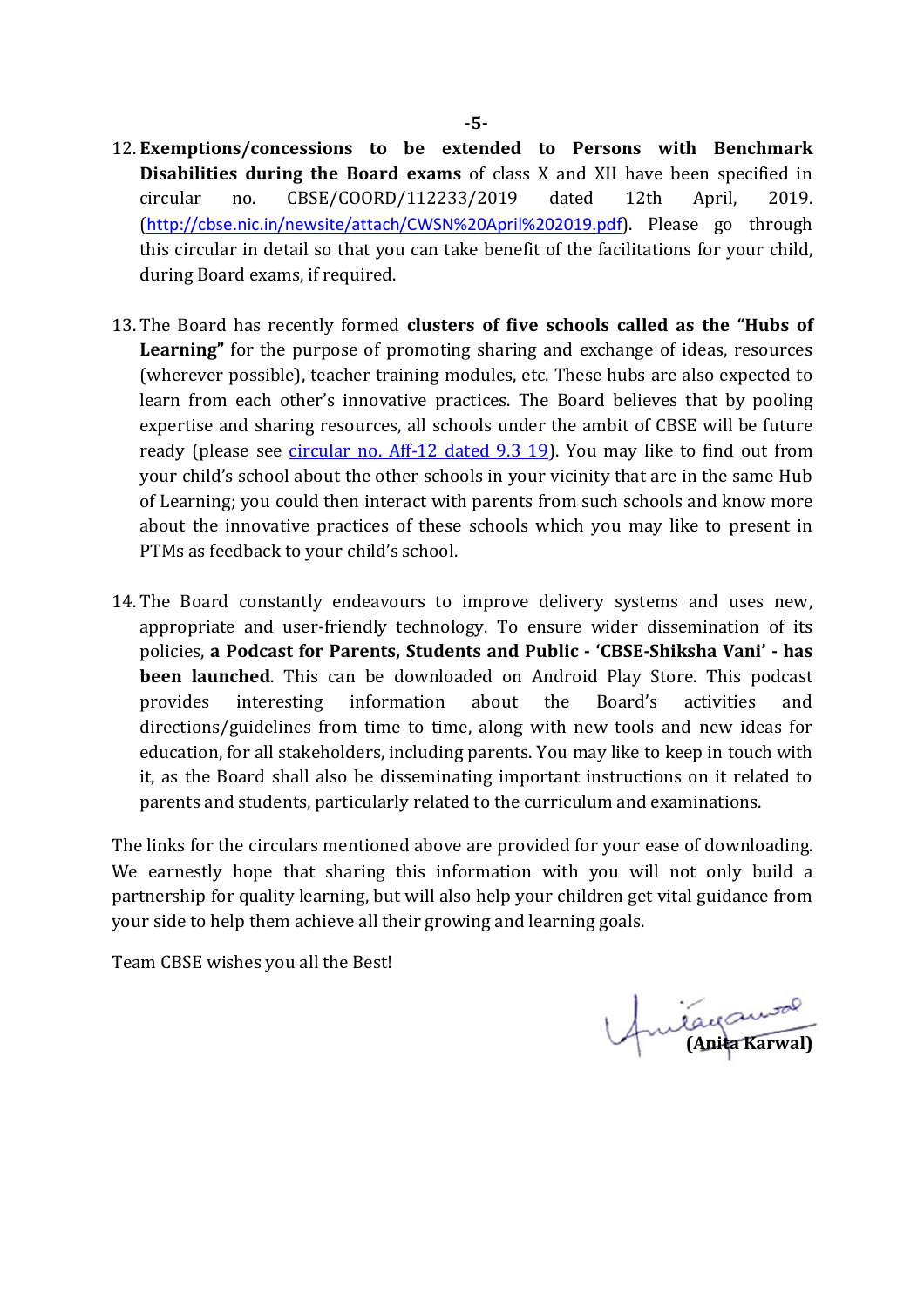12. **Exemptions/concessions to be extended to Persons with Benchmark Disabilities during the Board exams** of class X and XII have been specified in circular no. CBSE/COORD/112233/2019 dated 12th April, 2019. (http://cbse.nic.in/newsite/attach/CWSN%20April%202019.pdf). Please go through this circular in detail so that you can take benefit of the facilitations for your child, during Board exams, if required.

13. The Board has recently formed **clusters of five schools called as the "Hubs of Learning"** for the purpose of promoting sharing and exchange of ideas, resources (wherever possible), teacher training modules, etc. These hubs are also expected to learn from each other's innovative practices. The Board believes that by pooling expertise and sharing resources, all schools under the ambit of CBSE will be future ready (please see circular no. Aff-12 dated 9.3 19). You may like to find out from your child's school about the other schools in your vicinity that are in the same Hub of Learning; you could then interact with parents from such schools and know more about the innovative practices of these schools which you may like to present in PTMs as feedback to your child's school.

14. The Board constantly endeavours to improve delivery systems and uses new, appropriate and user-friendly technology. To ensure wider dissemination of its policies, **a Podcast for Parents, Students and Public - 'CBSE-Shiksha Vani' - has been launched**. This can be downloaded on Android Play Store. This podcast provides interesting information about the Board's activities and directions/guidelines from time to time, along with new tools and new ideas for education, for all stakeholders, including parents. You may like to keep in touch with it, as the Board shall also be disseminating important instructions on it related to parents and students, particularly related to the curriculum and examinations.

The links for the circulars mentioned above are provided for your ease of downloading. We earnestly hope that sharing this information with you will not only build a partnership for quality learning, but will also help your children get vital guidance from your side to help them achieve all their growing and learning goals.

Team CBSE wishes you all the Best!

**(Anita Karwal)**